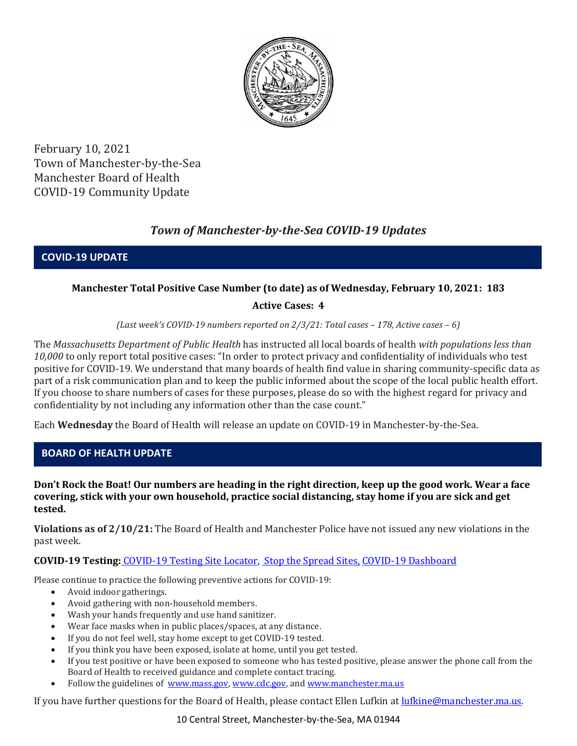February 10, 2021
Town of Manchester-by-the-Sea
Manchester Board of Health
COVID-19 Community Update

## *Town of Manchester-by-the-Sea COVID-19 Updates*

## COVID-19 UPDATE

**Manchester Total Positive Case Number (to date) as of Wednesday, February 10, 2021: 183**

**Active Cases: 4**

*(Last week's COVID-19 numbers reported on 2/3/21: Total cases – 178, Active cases – 6)*

The *Massachusetts Department of Public Health* has instructed all local boards of health *with populations less than 10,000* to only report total positive cases: "In order to protect privacy and confidentiality of individuals who test positive for COVID-19. We understand that many boards of health find value in sharing community-specific data as part of a risk communication plan and to keep the public informed about the scope of the local public health effort. If you choose to share numbers of cases for these purposes, please do so with the highest regard for privacy and confidentiality by not including any information other than the case count."

Each **Wednesday** the Board of Health will release an update on COVID-19 in Manchester-by-the-Sea.

## BOARD OF HEALTH UPDATE

**Don't Rock the Boat! Our numbers are heading in the right direction, keep up the good work. Wear a face covering, stick with your own household, practice social distancing, stay home if you are sick and get tested.**

**Violations as of 2/10/21:** The Board of Health and Manchester Police have not issued any new violations in the past week.

**COVID-19 Testing:** COVID-19 Testing Site Locator, Stop the Spread Sites, COVID-19 Dashboard

Please continue to practice the following preventive actions for COVID-19:

- Avoid indoor gatherings.
- Avoid gathering with non-household members.
- Wash your hands frequently and use hand sanitizer.
- Wear face masks when in public places/spaces, at any distance.
- If you do not feel well, stay home except to get COVID-19 tested.
- If you think you have been exposed, isolate at home, until you get tested.
- If you test positive or have been exposed to someone who has tested positive, please answer the phone call from the Board of Health to received guidance and complete contact tracing.
- Follow the guidelines of www.mass.gov, www.cdc.gov, and www.manchester.ma.us

If you have further questions for the Board of Health, please contact Ellen Lufkin at lufkine@manchester.ma.us.

10 Central Street, Manchester-by-the-Sea, MA 01944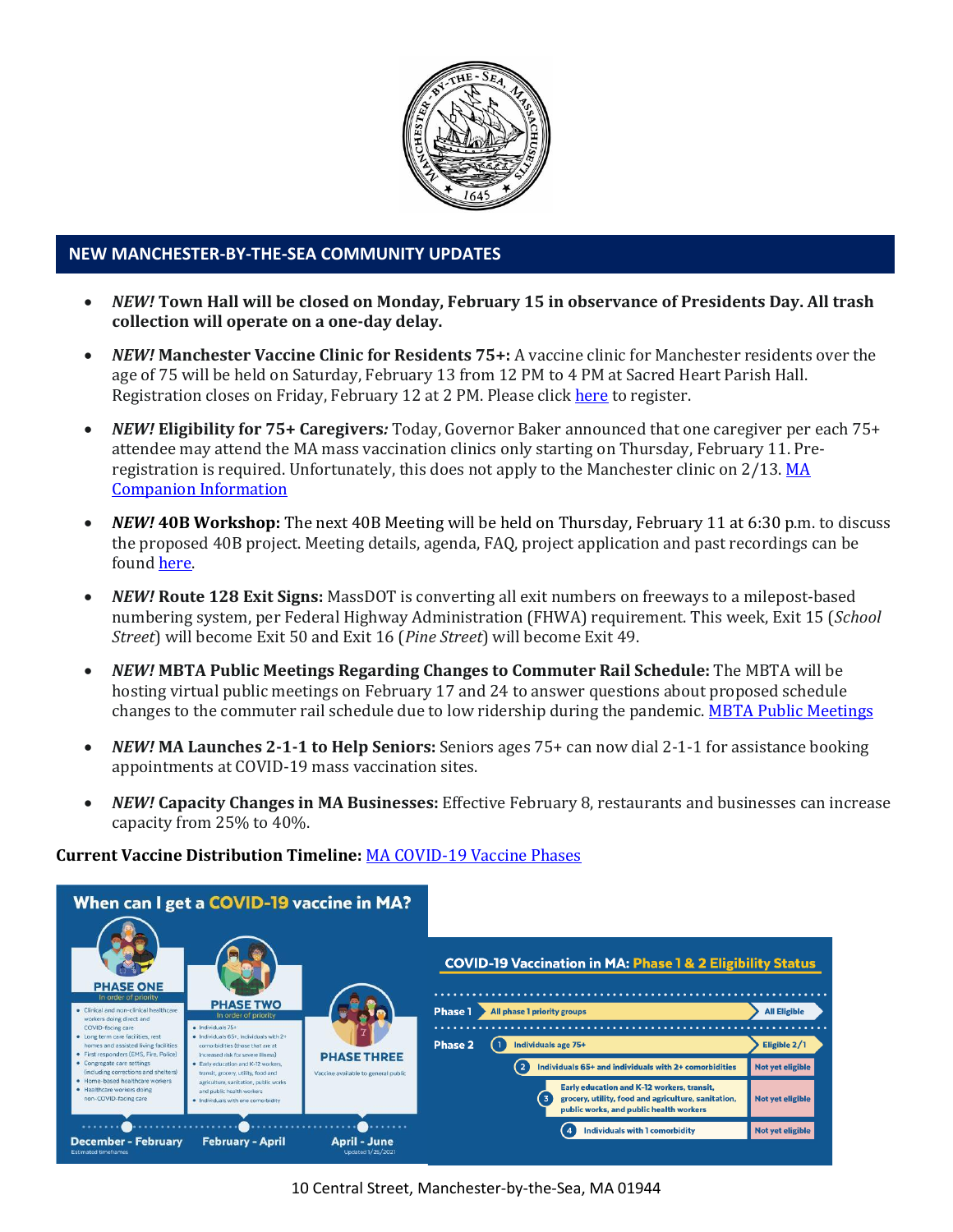## NEW MANCHESTER-BY-THE-SEA COMMUNITY UPDATES

- ***NEW!* Town Hall will be closed on Monday, February 15 in observance of Presidents Day. All trash collection will operate on a one-day delay.**
- ***NEW!* Manchester Vaccine Clinic for Residents 75+:** A vaccine clinic for Manchester residents over the age of 75 will be held on Saturday, February 13 from 12 PM to 4 PM at Sacred Heart Parish Hall. Registration closes on Friday, February 12 at 2 PM. Please click here to register.
- ***NEW!* Eligibility for 75+ Caregivers*:*** Today, Governor Baker announced that one caregiver per each 75+ attendee may attend the MA mass vaccination clinics only starting on Thursday, February 11. Pre-registration is required. Unfortunately, this does not apply to the Manchester clinic on 2/13. MA Companion Information
- ***NEW!* 40B Workshop:** The next 40B Meeting will be held on Thursday, February 11 at 6:30 p.m. to discuss the proposed 40B project. Meeting details, agenda, FAQ, project application and past recordings can be found here.
- ***NEW!* Route 128 Exit Signs:** MassDOT is converting all exit numbers on freeways to a milepost-based numbering system, per Federal Highway Administration (FHWA) requirement. This week, Exit 15 (*School Street*) will become Exit 50 and Exit 16 (*Pine Street*) will become Exit 49.
- ***NEW!* MBTA Public Meetings Regarding Changes to Commuter Rail Schedule:** The MBTA will be hosting virtual public meetings on February 17 and 24 to answer questions about proposed schedule changes to the commuter rail schedule due to low ridership during the pandemic. MBTA Public Meetings
- ***NEW!* MA Launches 2-1-1 to Help Seniors:** Seniors ages 75+ can now dial 2-1-1 for assistance booking appointments at COVID-19 mass vaccination sites.
- ***NEW!* Capacity Changes in MA Businesses:** Effective February 8, restaurants and businesses can increase capacity from 25% to 40%.

**Current Vaccine Distribution Timeline:** MA COVID-19 Vaccine Phases

### When can I get a COVID-19 vaccine in MA?

**PHASE ONE** (In order of priority) — December - February
- Clinical and non-clinical healthcare workers doing direct and COVID-facing care
- Long term care facilities, rest homes and assisted living facilities
- First responders (EMS, Fire, Police)
- Congregate care settings (including corrections and shelters)
- Home-based healthcare workers
- Healthcare workers doing non-COVID-facing care

**PHASE TWO** (In order of priority) — February - April
- Individuals 75+
- Individuals 65+, individuals with 2+ comorbidities (those that are at increased risk for severe illness)
- Early education and K-12 workers, transit, grocery, utility, food and agriculture, sanitation, public works and public health workers
- Individuals with one comorbidity

**PHASE THREE** — April - June
- Vaccine available to general public

Estimated timeframes. Updated 1/25/2021

### COVID-19 Vaccination in MA: Phase 1 & 2 Eligibility Status

| Phase | Group | Status |
|---|---|---|
| Phase 1 | All phase 1 priority groups | All Eligible |
| Phase 2 | 1. Individuals age 75+ | Eligible 2/1 |
| | 2. Individuals 65+ and individuals with 2+ comorbidities | Not yet eligible |
| | 3. Early education and K-12 workers, transit, grocery, utility, food and agriculture, sanitation, public works, and public health workers | Not yet eligible |
| | 4. Individuals with 1 comorbidity | Not yet eligible |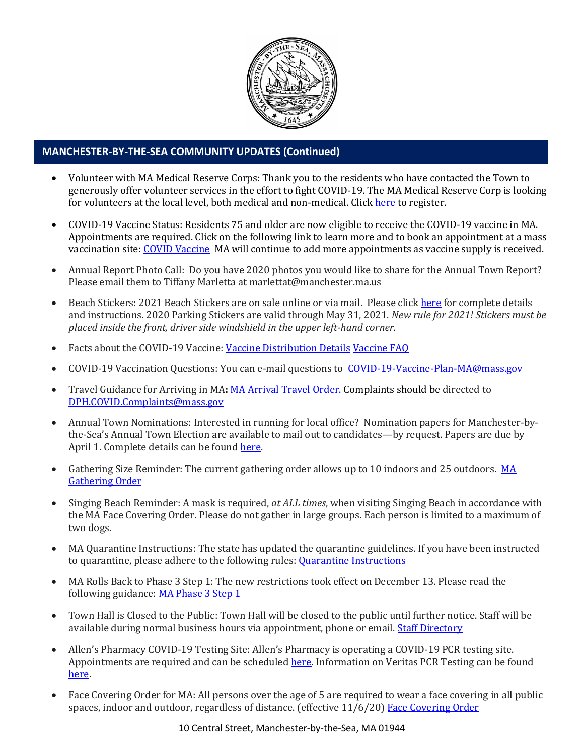## MANCHESTER-BY-THE-SEA COMMUNITY UPDATES (Continued)

- Volunteer with MA Medical Reserve Corps: Thank you to the residents who have contacted the Town to generously offer volunteer services in the effort to fight COVID-19. The MA Medical Reserve Corp is looking for volunteers at the local level, both medical and non-medical. Click here to register.
- COVID-19 Vaccine Status: Residents 75 and older are now eligible to receive the COVID-19 vaccine in MA. Appointments are required. Click on the following link to learn more and to book an appointment at a mass vaccination site: COVID Vaccine MA will continue to add more appointments as vaccine supply is received.
- Annual Report Photo Call: Do you have 2020 photos you would like to share for the Annual Town Report? Please email them to Tiffany Marletta at marlettat@manchester.ma.us
- Beach Stickers: 2021 Beach Stickers are on sale online or via mail. Please click here for complete details and instructions. 2020 Parking Stickers are valid through May 31, 2021. *New rule for 2021! Stickers must be placed inside the front, driver side windshield in the upper left-hand corner.*
- Facts about the COVID-19 Vaccine: Vaccine Distribution Details Vaccine FAQ
- COVID-19 Vaccination Questions: You can e-mail questions to COVID-19-Vaccine-Plan-MA@mass.gov
- Travel Guidance for Arriving in MA**:** MA Arrival Travel Order. Complaints should be directed to DPH.COVID.Complaints@mass.gov
- Annual Town Nominations: Interested in running for local office? Nomination papers for Manchester-by-the-Sea's Annual Town Election are available to mail out to candidates—by request. Papers are due by April 1. Complete details can be found here.
- Gathering Size Reminder: The current gathering order allows up to 10 indoors and 25 outdoors. MA Gathering Order
- Singing Beach Reminder: A mask is required, *at ALL times*, when visiting Singing Beach in accordance with the MA Face Covering Order. Please do not gather in large groups. Each person is limited to a maximum of two dogs.
- MA Quarantine Instructions: The state has updated the quarantine guidelines. If you have been instructed to quarantine, please adhere to the following rules: Quarantine Instructions
- MA Rolls Back to Phase 3 Step 1: The new restrictions took effect on December 13. Please read the following guidance: MA Phase 3 Step 1
- Town Hall is Closed to the Public: Town Hall will be closed to the public until further notice. Staff will be available during normal business hours via appointment, phone or email. Staff Directory
- Allen's Pharmacy COVID-19 Testing Site: Allen's Pharmacy is operating a COVID-19 PCR testing site. Appointments are required and can be scheduled here. Information on Veritas PCR Testing can be found here.
- Face Covering Order for MA: All persons over the age of 5 are required to wear a face covering in all public spaces, indoor and outdoor, regardless of distance. (effective 11/6/20) Face Covering Order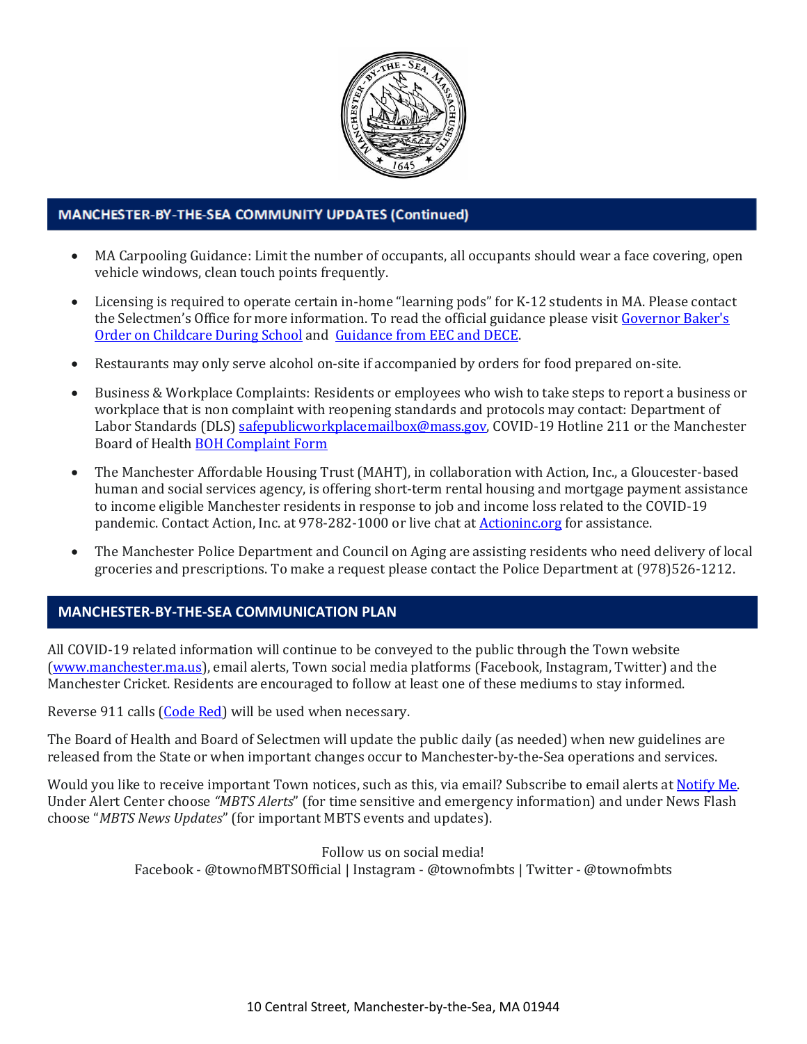## MANCHESTER-BY-THE-SEA COMMUNITY UPDATES (Continued)

- MA Carpooling Guidance: Limit the number of occupants, all occupants should wear a face covering, open vehicle windows, clean touch points frequently.
- Licensing is required to operate certain in-home "learning pods" for K-12 students in MA. Please contact the Selectmen's Office for more information. To read the official guidance please visit [Governor Baker's Order on Childcare During School]() and [Guidance from EEC and DECE]().
- Restaurants may only serve alcohol on-site if accompanied by orders for food prepared on-site.
- Business & Workplace Complaints: Residents or employees who wish to take steps to report a business or workplace that is non complaint with reopening standards and protocols may contact: Department of Labor Standards (DLS) [safepublicworkplacemailbox@mass.gov](mailto:safepublicworkplacemailbox@mass.gov), COVID-19 Hotline 211 or the Manchester Board of Health [BOH Complaint Form]()
- The Manchester Affordable Housing Trust (MAHT), in collaboration with Action, Inc., a Gloucester-based human and social services agency, is offering short-term rental housing and mortgage payment assistance to income eligible Manchester residents in response to job and income loss related to the COVID-19 pandemic. Contact Action, Inc. at 978-282-1000 or live chat at [Actioninc.org]() for assistance.
- The Manchester Police Department and Council on Aging are assisting residents who need delivery of local groceries and prescriptions. To make a request please contact the Police Department at (978)526-1212.

## MANCHESTER-BY-THE-SEA COMMUNICATION PLAN

All COVID-19 related information will continue to be conveyed to the public through the Town website ([www.manchester.ma.us]()), email alerts, Town social media platforms (Facebook, Instagram, Twitter) and the Manchester Cricket. Residents are encouraged to follow at least one of these mediums to stay informed.

Reverse 911 calls ([Code Red]()) will be used when necessary.

The Board of Health and Board of Selectmen will update the public daily (as needed) when new guidelines are released from the State or when important changes occur to Manchester-by-the-Sea operations and services.

Would you like to receive important Town notices, such as this, via email? Subscribe to email alerts at [Notify Me](). Under Alert Center choose *"MBTS Alerts*" (for time sensitive and emergency information) and under News Flash choose "*MBTS News Updates*" (for important MBTS events and updates).

Follow us on social media!
Facebook - @townofMBTSOfficial | Instagram - @townofmbts | Twitter - @townofmbts

10 Central Street, Manchester-by-the-Sea, MA 01944